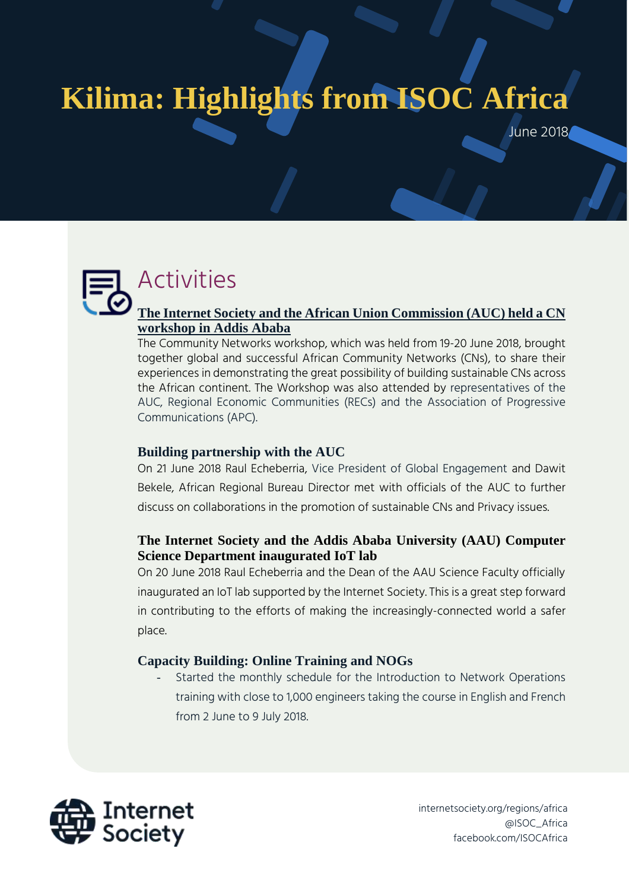# Kilima: Highlights from ISOC Africa

June 2018

## Activities

### The Internet Society and the African Union Commission (AUC) held a CN workshop in Addis Ababa

The Community Networks workshop, which was held from 19-20 June 2018, brought together global and successful African Community Networks (CNs), to share their experiences in demonstrating the great possibility of building sustainable CNs across the African continent. The Workshop was also attended by representatives of the AUC, Regional Economic Communities (RECs) and the Association of Progressive Communications (APC).

### Building partnership with the AUC

On 21 June 2018 Raul Echeberria, Vice President of Global Engagement and Dawit Bekele, African Regional Bureau Director met with officials of the AUC to further discuss on collaborations in the promotion of sustainable CNs and Privacy issues.

### The Internet Society and the Addis Ababa University (AAU) Computer Science Department inaugurated IoT lab

On 20 June 2018 Raul Echeberria and the Dean of the AAU Science Faculty officially inaugurated an IoT lab supported by the Internet Society. This is a great step forward in contributing to the efforts of making the increasingly-connected world a safer place.

### Capacity Building: Online Training and NOGs

- Started the monthly schedule for the Introduction to Network Operations training with close to 1,000 engineers taking the course in English and French from 2 June to 9 July 2018.

Internet Society

internetsociety.org/regions/africa
@ISOC_Africa
facebook.com/ISOCAfrica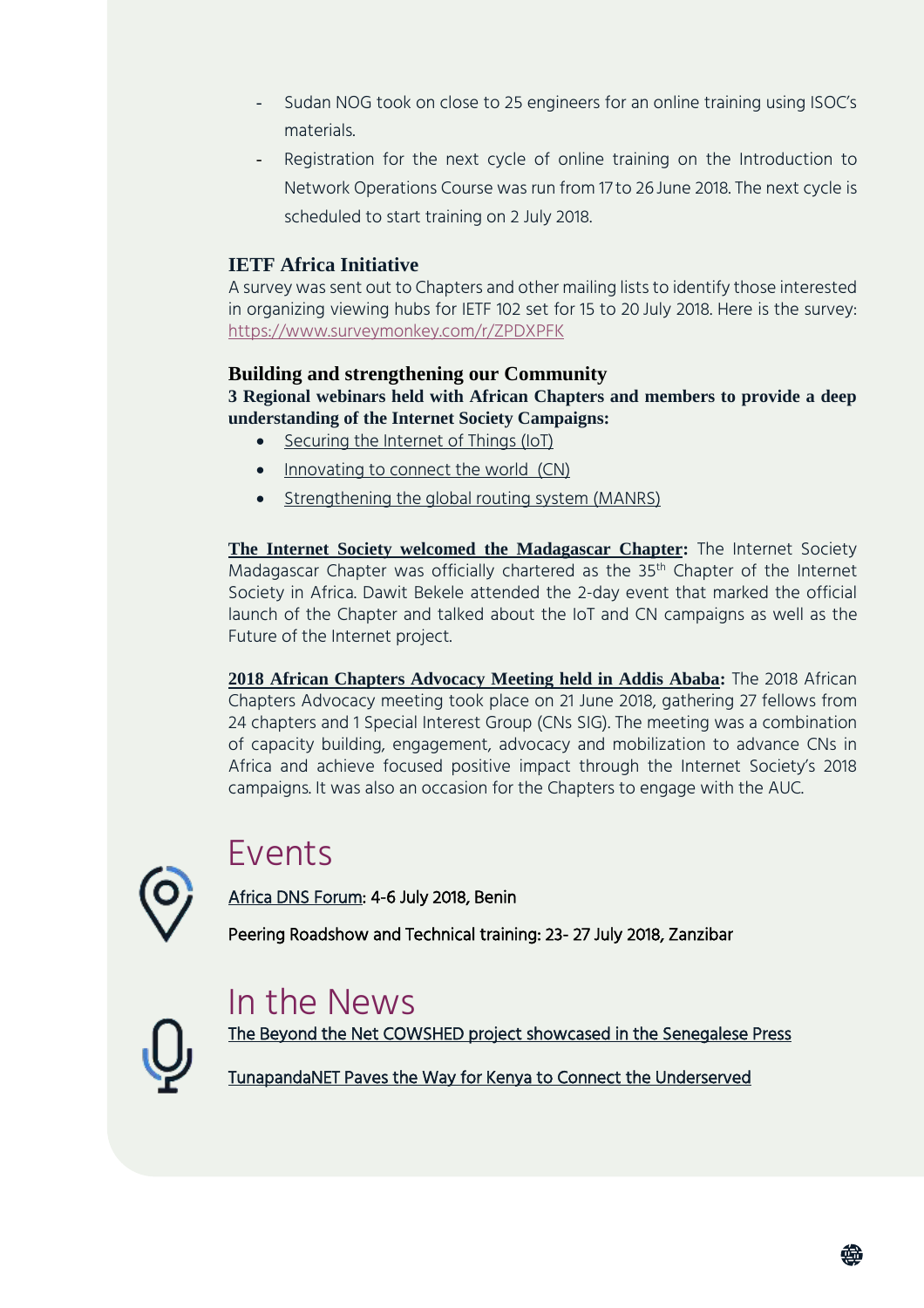- Sudan NOG took on close to 25 engineers for an online training using ISOC's materials.
- Registration for the next cycle of online training on the Introduction to Network Operations Course was run from 17 to 26 June 2018. The next cycle is scheduled to start training on 2 July 2018.

### IETF Africa Initiative

A survey was sent out to Chapters and other mailing lists to identify those interested in organizing viewing hubs for IETF 102 set for 15 to 20 July 2018. Here is the survey: https://www.surveymonkey.com/r/ZPDXPFK

### Building and strengthening our Community

**3 Regional webinars held with African Chapters and members to provide a deep understanding of the Internet Society Campaigns:**

- Securing the Internet of Things (IoT)
- Innovating to connect the world (CN)
- Strengthening the global routing system (MANRS)

**The Internet Society welcomed the Madagascar Chapter:** The Internet Society Madagascar Chapter was officially chartered as the 35th Chapter of the Internet Society in Africa. Dawit Bekele attended the 2-day event that marked the official launch of the Chapter and talked about the IoT and CN campaigns as well as the Future of the Internet project.

**2018 African Chapters Advocacy Meeting held in Addis Ababa:** The 2018 African Chapters Advocacy meeting took place on 21 June 2018, gathering 27 fellows from 24 chapters and 1 Special Interest Group (CNs SIG). The meeting was a combination of capacity building, engagement, advocacy and mobilization to advance CNs in Africa and achieve focused positive impact through the Internet Society's 2018 campaigns. It was also an occasion for the Chapters to engage with the AUC.

## Events

Africa DNS Forum: 4-6 July 2018, Benin

Peering Roadshow and Technical training: 23- 27 July 2018, Zanzibar

## In the News

The Beyond the Net COWSHED project showcased in the Senegalese Press

TunapandaNET Paves the Way for Kenya to Connect the Underserved